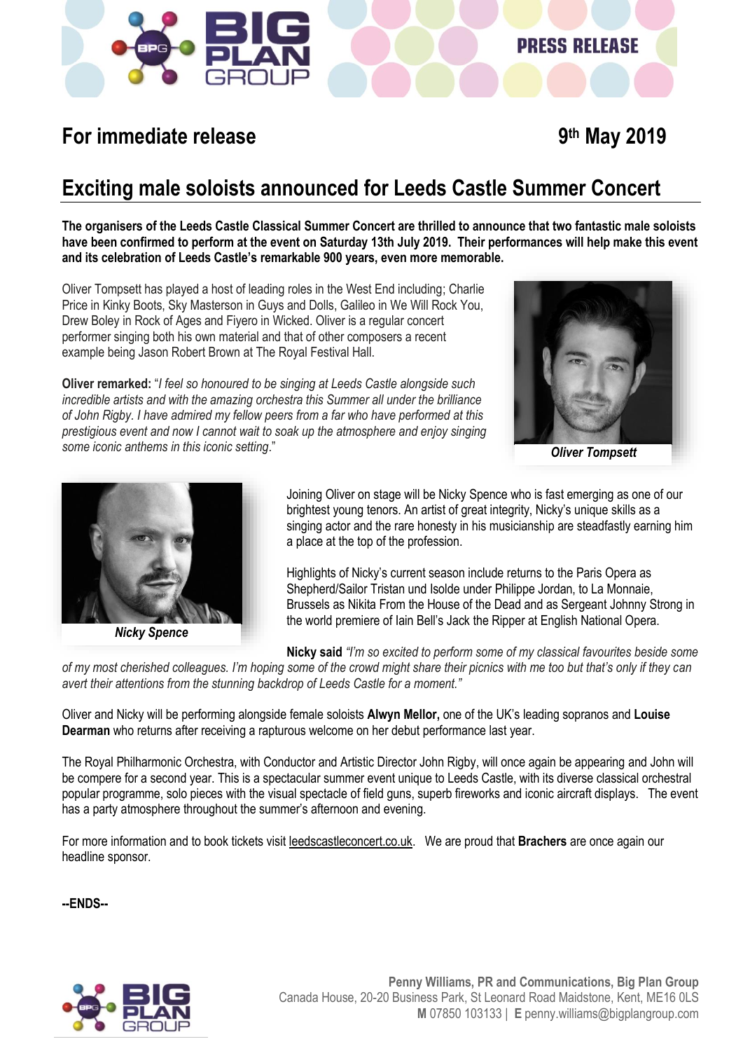PRESS RELEASE

**For immediate release** **9th May 2019**

# Exciting male soloists announced for Leeds Castle Summer Concert

**The organisers of the Leeds Castle Classical Summer Concert are thrilled to announce that two fantastic male soloists have been confirmed to perform at the event on Saturday 13th July 2019. Their performances will help make this event and its celebration of Leeds Castle's remarkable 900 years, even more memorable.**

Oliver Tompsett has played a host of leading roles in the West End including; Charlie Price in Kinky Boots, Sky Masterson in Guys and Dolls, Galileo in We Will Rock You, Drew Boley in Rock of Ages and Fiyero in Wicked. Oliver is a regular concert performer singing both his own material and that of other composers a recent example being Jason Robert Brown at The Royal Festival Hall.

**Oliver remarked:** "*I feel so honoured to be singing at Leeds Castle alongside such incredible artists and with the amazing orchestra this Summer all under the brilliance of John Rigby. I have admired my fellow peers from a far who have performed at this prestigious event and now I cannot wait to soak up the atmosphere and enjoy singing some iconic anthems in this iconic setting*."

***Oliver Tompsett***

***Nicky Spence***

Joining Oliver on stage will be Nicky Spence who is fast emerging as one of our brightest young tenors. An artist of great integrity, Nicky's unique skills as a singing actor and the rare honesty in his musicianship are steadfastly earning him a place at the top of the profession.

Highlights of Nicky's current season include returns to the Paris Opera as Shepherd/Sailor Tristan und Isolde under Philippe Jordan, to La Monnaie, Brussels as Nikita From the House of the Dead and as Sergeant Johnny Strong in the world premiere of Iain Bell's Jack the Ripper at English National Opera.

**Nicky said** *"I'm so excited to perform some of my classical favourites beside some of my most cherished colleagues. I'm hoping some of the crowd might share their picnics with me too but that's only if they can avert their attentions from the stunning backdrop of Leeds Castle for a moment."*

Oliver and Nicky will be performing alongside female soloists **Alwyn Mellor,** one of the UK's leading sopranos and **Louise Dearman** who returns after receiving a rapturous welcome on her debut performance last year.

The Royal Philharmonic Orchestra, with Conductor and Artistic Director John Rigby, will once again be appearing and John will be compere for a second year. This is a spectacular summer event unique to Leeds Castle, with its diverse classical orchestral popular programme, solo pieces with the visual spectacle of field guns, superb fireworks and iconic aircraft displays. The event has a party atmosphere throughout the summer's afternoon and evening.

For more information and to book tickets visit leedscastleconcert.co.uk. We are proud that **Brachers** are once again our headline sponsor.

**--ENDS--**

**Penny Williams, PR and Communications, Big Plan Group**
Canada House, 20-20 Business Park, St Leonard Road Maidstone, Kent, ME16 0LS
**M** 07850 103133 | **E** penny.williams@bigplangroup.com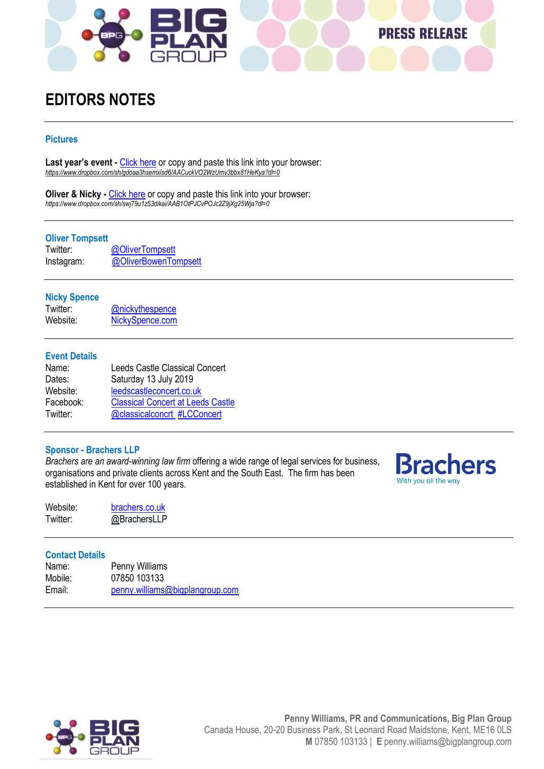PRESS RELEASE

# EDITORS NOTES

---

### Pictures

**Last year's event -** Click here or copy and paste this link into your browser:
*https://www.dropbox.com/sh/gdoaa3hsemxlsd6/AACuckVO2WzUmv3bbx81HeKya?dl=0*

**Oliver & Nicky -** Click here or copy and paste this link into your browser:
*https://www.dropbox.com/sh/swj79u1z53dikai/AAB1OtPJCvPOJc2Z9jXg25Wja?dl=0*

---

### Oliver Tompsett

| | |
|---|---|
| Twitter: | @OliverTompsett |
| Instagram: | @OliverBowenTompsett |

---

### Nicky Spence

| | |
|---|---|
| Twitter: | @nickythespence |
| Website: | NickySpence.com |

---

### Event Details

| | |
|---|---|
| Name: | Leeds Castle Classical Concert |
| Dates: | Saturday 13 July 2019 |
| Website: | leedscastleconcert.co.uk |
| Facebook: | Classical Concert at Leeds Castle |
| Twitter: | @classicalconcrt #LCConcert |

---

### Sponsor - Brachers LLP

*Brachers are an award-winning law firm* offering a wide range of legal services for business, organisations and private clients across Kent and the South East. The firm has been established in Kent for over 100 years.

Brachers
With you all the way

| | |
|---|---|
| Website: | brachers.co.uk |
| Twitter: | @BrachersLLP |

---

### Contact Details

| | |
|---|---|
| Name: | Penny Williams |
| Mobile: | 07850 103133 |
| Email: | penny.williams@bigplangroup.com |

---

**Penny Williams, PR and Communications, Big Plan Group**
Canada House, 20-20 Business Park, St Leonard Road Maidstone, Kent, ME16 0LS
**M** 07850 103133 | **E** penny.williams@bigplangroup.com